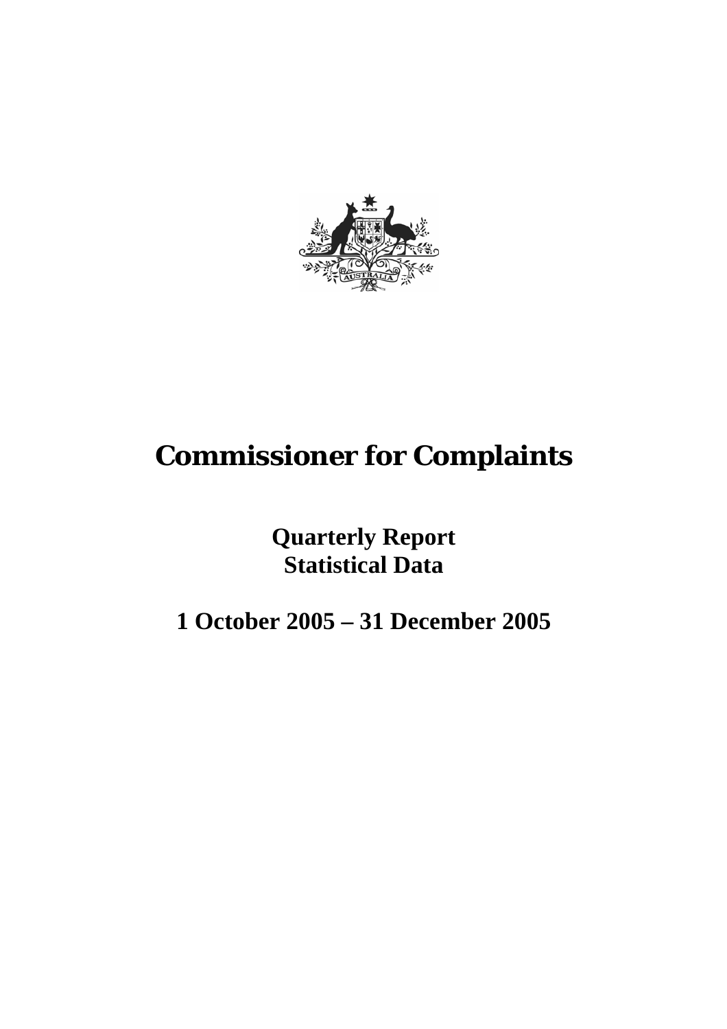# Commissioner for Complaints

## Quarterly Report
## Statistical Data

## 1 October 2005 – 31 December 2005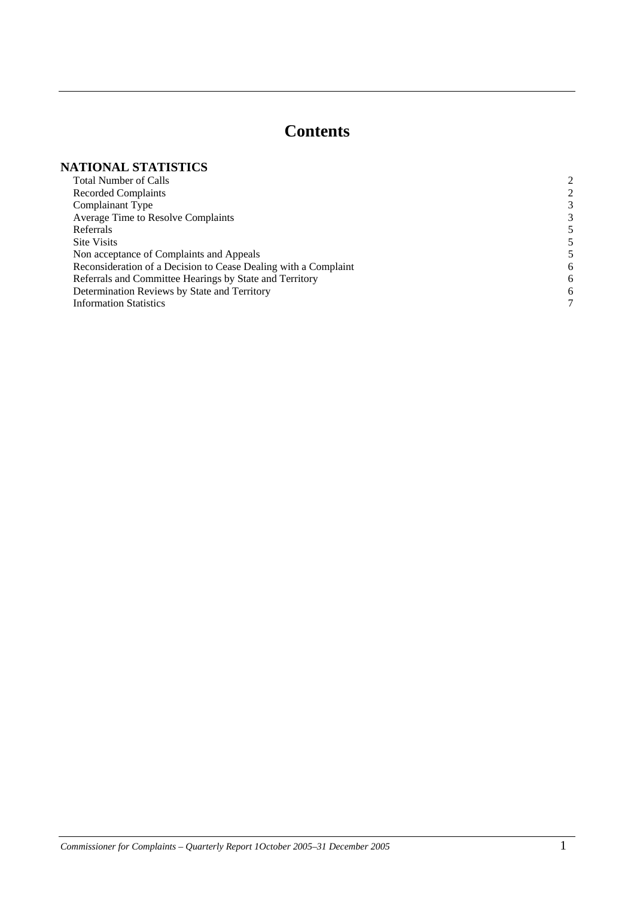# Contents

## NATIONAL STATISTICS

| | |
|---|---|
| Total Number of Calls | 2 |
| Recorded Complaints | 2 |
| Complainant Type | 3 |
| Average Time to Resolve Complaints | 3 |
| Referrals | 5 |
| Site Visits | 5 |
| Non acceptance of Complaints and Appeals | 5 |
| Reconsideration of a Decision to Cease Dealing with a Complaint | 6 |
| Referrals and Committee Hearings by State and Territory | 6 |
| Determination Reviews by State and Territory | 6 |
| Information Statistics | 7 |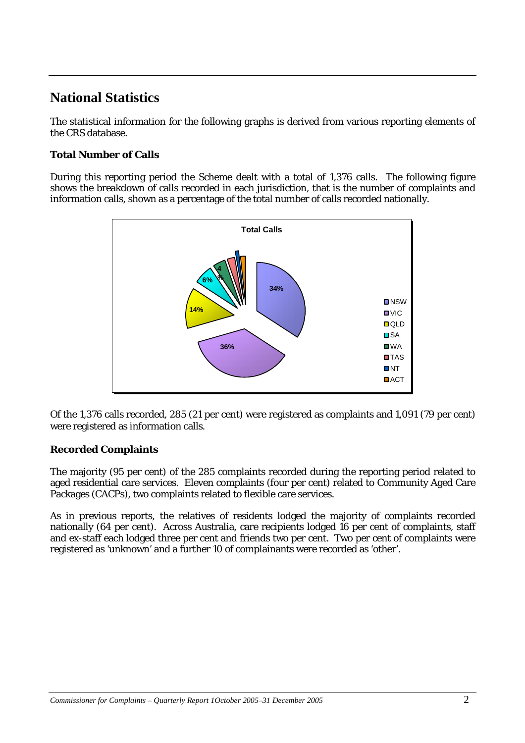## National Statistics

The statistical information for the following graphs is derived from various reporting elements of the CRS database.

### Total Number of Calls

During this reporting period the Scheme dealt with a total of 1,376 calls. The following figure shows the breakdown of calls recorded in each jurisdiction, that is the number of complaints and information calls, shown as a percentage of the total number of calls recorded nationally.

**Total Calls**

| Jurisdiction | Percentage |
|---|---|
| NSW | 34% |
| VIC | 36% |
| QLD | 14% |
| SA | 6% |
| WA | 4% |
| TAS | |
| NT | |
| ACT | |

Of the 1,376 calls recorded, 285 (21 per cent) were registered as complaints and 1,091 (79 per cent) were registered as information calls.

### Recorded Complaints

The majority (95 per cent) of the 285 complaints recorded during the reporting period related to aged residential care services. Eleven complaints (four per cent) related to Community Aged Care Packages (CACPs), two complaints related to flexible care services.

As in previous reports, the relatives of residents lodged the majority of complaints recorded nationally (64 per cent). Across Australia, care recipients lodged 16 per cent of complaints, staff and ex-staff each lodged three per cent and friends two per cent. Two per cent of complaints were registered as 'unknown' and a further 10 of complainants were recorded as 'other'.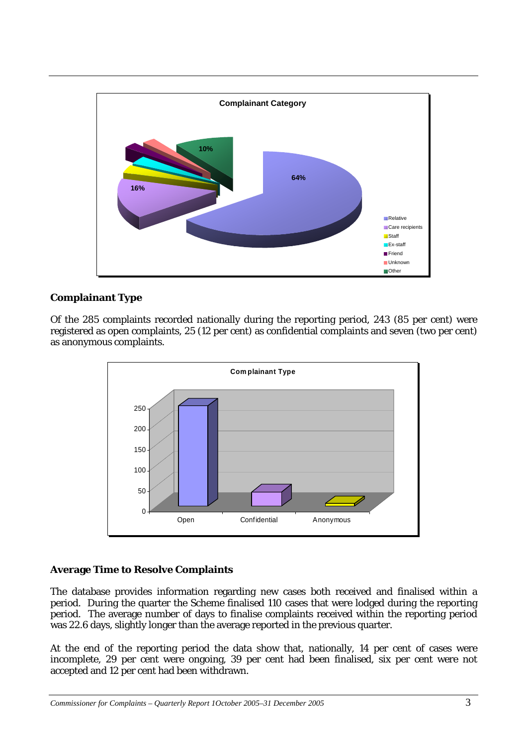**Complainant Category**

64% Relative; 16% Care recipients; Staff; Ex-staff; Friend; Unknown; 10% Other

## Complainant Type

Of the 285 complaints recorded nationally during the reporting period, 243 (85 per cent) were registered as open complaints, 25 (12 per cent) as confidential complaints and seven (two per cent) as anonymous complaints.

**Complainant Type**

Open, Confidential, Anonymous (y-axis 0–250)

## Average Time to Resolve Complaints

The database provides information regarding new cases both received and finalised within a period. During the quarter the Scheme finalised 110 cases that were lodged during the reporting period. The average number of days to finalise complaints received within the reporting period was 22.6 days, slightly longer than the average reported in the previous quarter.

At the end of the reporting period the data show that, nationally, 14 per cent of cases were incomplete, 29 per cent were ongoing, 39 per cent had been finalised, six per cent were not accepted and 12 per cent had been withdrawn.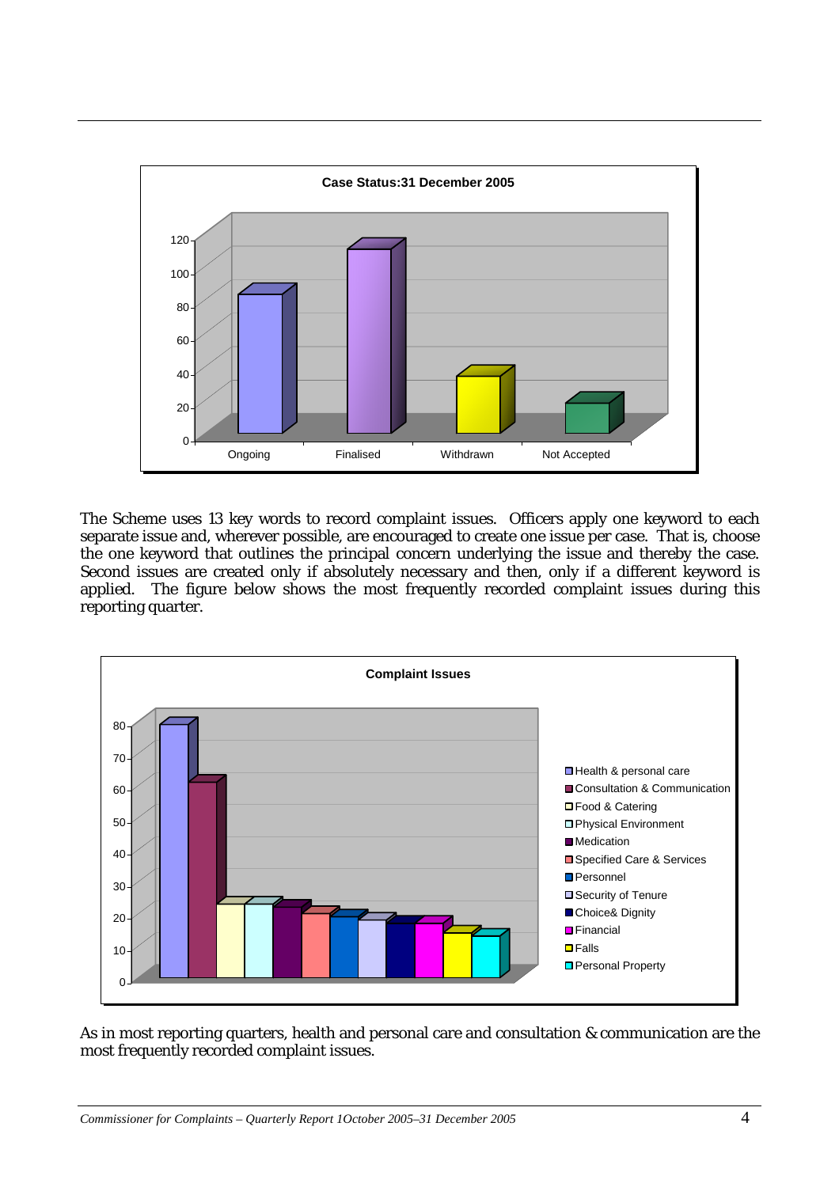**Case Status:31 December 2005**

| Status | Value |
|---|---|
| Ongoing | ~83 |
| Finalised | ~110 |
| Withdrawn | ~34 |
| Not Accepted | ~18 |

The Scheme uses 13 key words to record complaint issues. Officers apply one keyword to each separate issue and, wherever possible, are encouraged to create one issue per case. That is, choose the one keyword that outlines the principal concern underlying the issue and thereby the case. Second issues are created only if absolutely necessary and then, only if a different keyword is applied. The figure below shows the most frequently recorded complaint issues during this reporting quarter.

**Complaint Issues**

| Issue | Value |
|---|---|
| Health & personal care | ~79 |
| Consultation & Communication | ~61 |
| Food & Catering | ~23 |
| Physical Environment | ~23 |
| Medication | ~22 |
| Specified Care & Services | ~20 |
| Personnel | ~19 |
| Security of Tenure | ~18 |
| Choice& Dignity | ~17 |
| Financial | ~17 |
| Falls | ~14 |
| Personal Property | ~13 |

As in most reporting quarters, health and personal care and consultation & communication are the most frequently recorded complaint issues.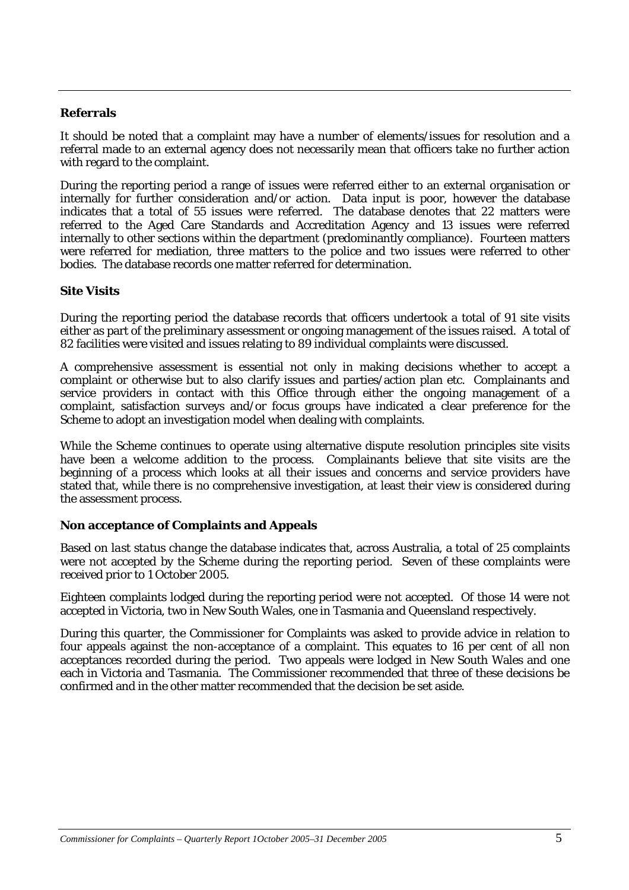## Referrals

It should be noted that a complaint may have a number of elements/issues for resolution and a referral made to an external agency does not necessarily mean that officers take no further action with regard to the complaint.

During the reporting period a range of issues were referred either to an external organisation or internally for further consideration and/or action. Data input is poor, however the database indicates that a total of 55 issues were referred. The database denotes that 22 matters were referred to the Aged Care Standards and Accreditation Agency and 13 issues were referred internally to other sections within the department (predominantly compliance). Fourteen matters were referred for mediation, three matters to the police and two issues were referred to other bodies. The database records one matter referred for determination.

## Site Visits

During the reporting period the database records that officers undertook a total of 91 site visits either as part of the preliminary assessment or ongoing management of the issues raised. A total of 82 facilities were visited and issues relating to 89 individual complaints were discussed.

A comprehensive assessment is essential not only in making decisions whether to accept a complaint or otherwise but to also clarify issues and parties/action plan etc. Complainants and service providers in contact with this Office through either the ongoing management of a complaint, satisfaction surveys and/or focus groups have indicated a clear preference for the Scheme to adopt an investigation model when dealing with complaints.

While the Scheme continues to operate using alternative dispute resolution principles site visits have been a welcome addition to the process. Complainants believe that site visits are the beginning of a process which looks at all their issues and concerns and service providers have stated that, while there is no comprehensive investigation, at least their view is considered during the assessment process.

## Non acceptance of Complaints and Appeals

Based on *last status change* the database indicates that, across Australia, a total of 25 complaints were not accepted by the Scheme during the reporting period. Seven of these complaints were received prior to 1 October 2005.

Eighteen complaints lodged during the reporting period were not accepted. Of those 14 were not accepted in Victoria, two in New South Wales, one in Tasmania and Queensland respectively.

During this quarter, the Commissioner for Complaints was asked to provide advice in relation to four appeals against the non-acceptance of a complaint. This equates to 16 per cent of all non acceptances recorded during the period. Two appeals were lodged in New South Wales and one each in Victoria and Tasmania. The Commissioner recommended that three of these decisions be confirmed and in the other matter recommended that the decision be set aside.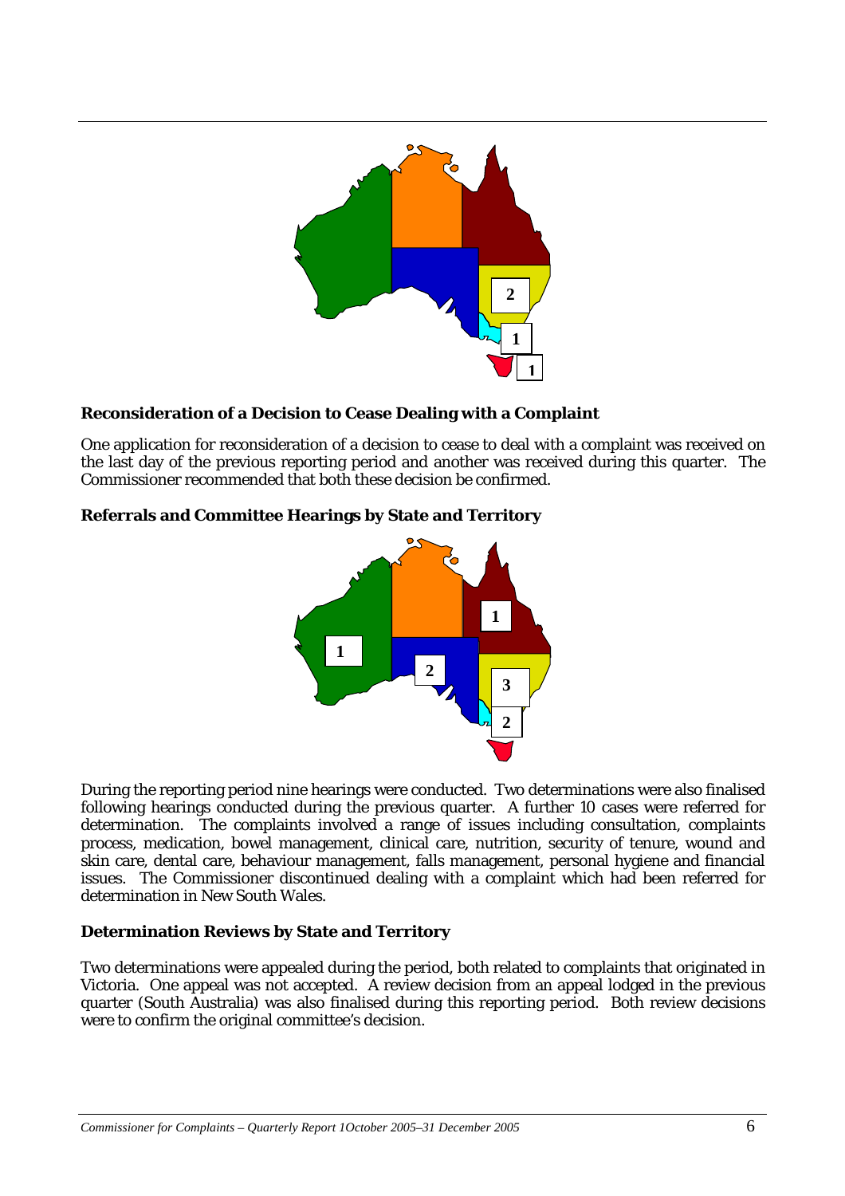## Reconsideration of a Decision to Cease Dealing with a Complaint

One application for reconsideration of a decision to cease to deal with a complaint was received on the last day of the previous reporting period and another was received during this quarter. The Commissioner recommended that both these decision be confirmed.

## Referrals and Committee Hearings by State and Territory

During the reporting period nine hearings were conducted. Two determinations were also finalised following hearings conducted during the previous quarter. A further 10 cases were referred for determination. The complaints involved a range of issues including consultation, complaints process, medication, bowel management, clinical care, nutrition, security of tenure, wound and skin care, dental care, behaviour management, falls management, personal hygiene and financial issues. The Commissioner discontinued dealing with a complaint which had been referred for determination in New South Wales.

## Determination Reviews by State and Territory

Two determinations were appealed during the period, both related to complaints that originated in Victoria. One appeal was not accepted. A review decision from an appeal lodged in the previous quarter (South Australia) was also finalised during this reporting period. Both review decisions were to confirm the original committee's decision.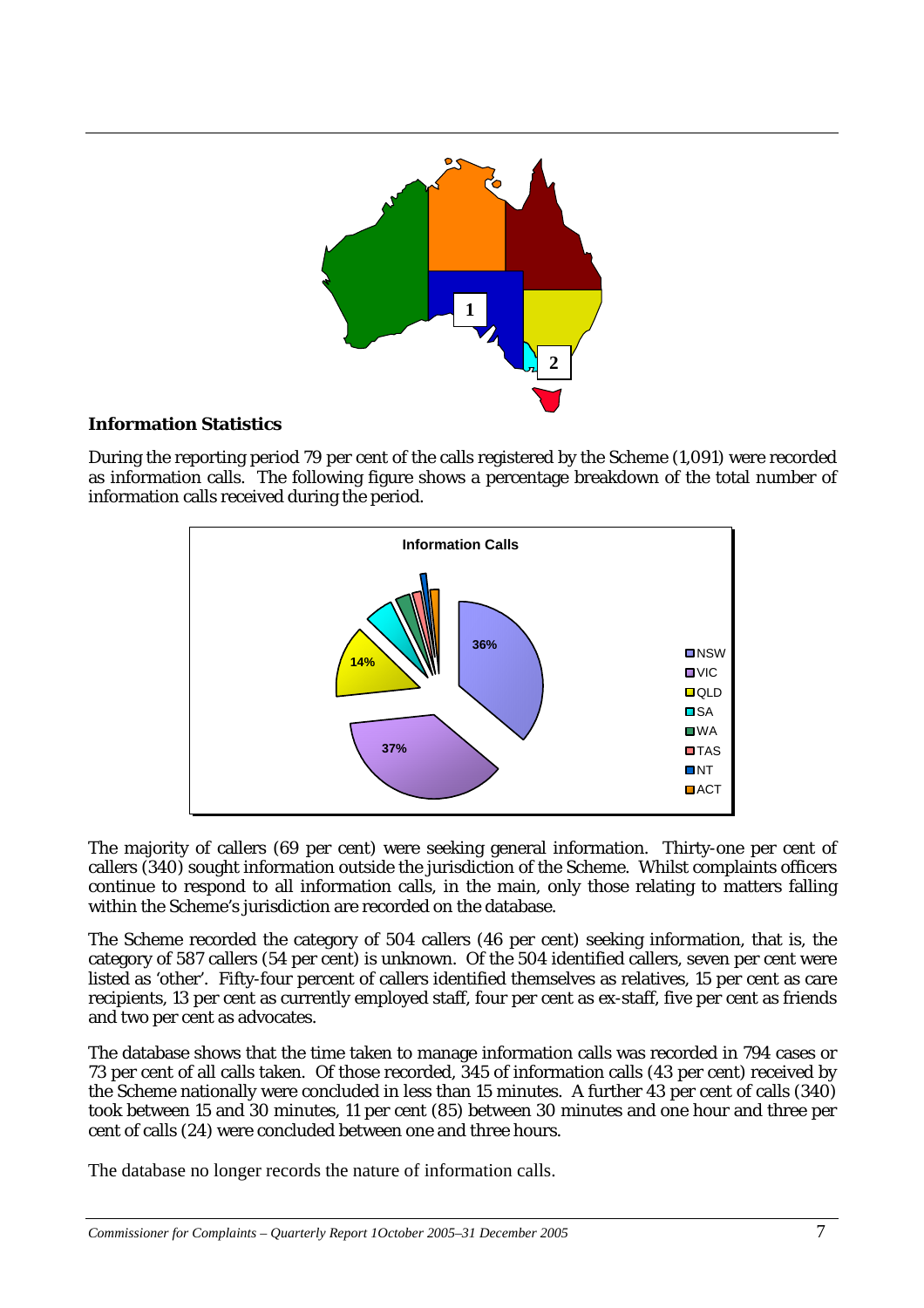1

2

**Information Statistics**

During the reporting period 79 per cent of the calls registered by the Scheme (1,091) were recorded as information calls. The following figure shows a percentage breakdown of the total number of information calls received during the period.

Information Calls

36%
37%
14%

NSW
VIC
QLD
SA
WA
TAS
NT
ACT

The majority of callers (69 per cent) were seeking general information. Thirty-one per cent of callers (340) sought information outside the jurisdiction of the Scheme. Whilst complaints officers continue to respond to all information calls, in the main, only those relating to matters falling within the Scheme's jurisdiction are recorded on the database.

The Scheme recorded the category of 504 callers (46 per cent) seeking information, that is, the category of 587 callers (54 per cent) is unknown. Of the 504 identified callers, seven per cent were listed as 'other'. Fifty-four percent of callers identified themselves as relatives, 15 per cent as care recipients, 13 per cent as currently employed staff, four per cent as ex-staff, five per cent as friends and two per cent as advocates.

The database shows that the time taken to manage information calls was recorded in 794 cases or 73 per cent of all calls taken. Of those recorded, 345 of information calls (43 per cent) received by the Scheme nationally were concluded in less than 15 minutes. A further 43 per cent of calls (340) took between 15 and 30 minutes, 11 per cent (85) between 30 minutes and one hour and three per cent of calls (24) were concluded between one and three hours.

The database no longer records the nature of information calls.